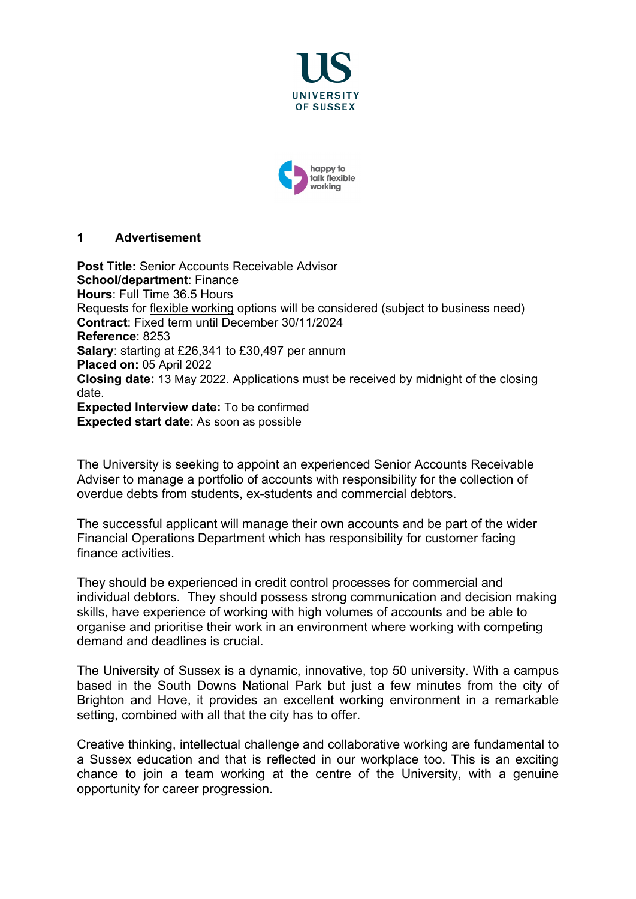UNIVERSITY OF SUSSEX

happy to talk flexible working

## 1 Advertisement

**Post Title:** Senior Accounts Receivable Advisor
**School/department**: Finance
**Hours**: Full Time 36.5 Hours
Requests for flexible working options will be considered (subject to business need)
**Contract**: Fixed term until December 30/11/2024
**Reference**: 8253
**Salary**: starting at £26,341 to £30,497 per annum
**Placed on:** 05 April 2022
**Closing date:** 13 May 2022. Applications must be received by midnight of the closing date.
**Expected Interview date:** To be confirmed
**Expected start date**: As soon as possible

The University is seeking to appoint an experienced Senior Accounts Receivable Adviser to manage a portfolio of accounts with responsibility for the collection of overdue debts from students, ex-students and commercial debtors.

The successful applicant will manage their own accounts and be part of the wider Financial Operations Department which has responsibility for customer facing finance activities.

They should be experienced in credit control processes for commercial and individual debtors. They should possess strong communication and decision making skills, have experience of working with high volumes of accounts and be able to organise and prioritise their work in an environment where working with competing demand and deadlines is crucial.

The University of Sussex is a dynamic, innovative, top 50 university. With a campus based in the South Downs National Park but just a few minutes from the city of Brighton and Hove, it provides an excellent working environment in a remarkable setting, combined with all that the city has to offer.

Creative thinking, intellectual challenge and collaborative working are fundamental to a Sussex education and that is reflected in our workplace too. This is an exciting chance to join a team working at the centre of the University, with a genuine opportunity for career progression.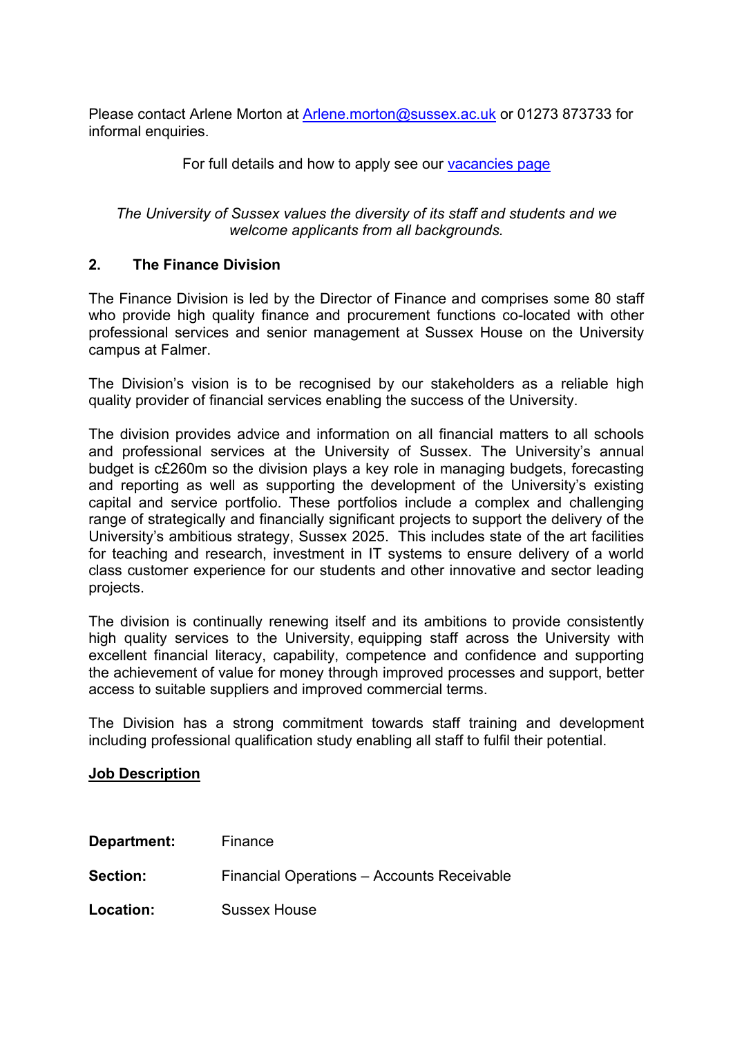Please contact Arlene Morton at [Arlene.morton@sussex.ac.uk](mailto:Arlene.morton@sussex.ac.uk) or 01273 873733 for informal enquiries.

For full details and how to apply see our [vacancies page]()

*The University of Sussex values the diversity of its staff and students and we welcome applicants from all backgrounds.*

## 2. The Finance Division

The Finance Division is led by the Director of Finance and comprises some 80 staff who provide high quality finance and procurement functions co-located with other professional services and senior management at Sussex House on the University campus at Falmer.

The Division's vision is to be recognised by our stakeholders as a reliable high quality provider of financial services enabling the success of the University.

The division provides advice and information on all financial matters to all schools and professional services at the University of Sussex. The University's annual budget is c£260m so the division plays a key role in managing budgets, forecasting and reporting as well as supporting the development of the University's existing capital and service portfolio. These portfolios include a complex and challenging range of strategically and financially significant projects to support the delivery of the University's ambitious strategy, Sussex 2025. This includes state of the art facilities for teaching and research, investment in IT systems to ensure delivery of a world class customer experience for our students and other innovative and sector leading projects.

The division is continually renewing itself and its ambitions to provide consistently high quality services to the University, equipping staff across the University with excellent financial literacy, capability, competence and confidence and supporting the achievement of value for money through improved processes and support, better access to suitable suppliers and improved commercial terms.

The Division has a strong commitment towards staff training and development including professional qualification study enabling all staff to fulfil their potential.

**<u>Job Description</u>**

**Department:** Finance

**Section:** Financial Operations – Accounts Receivable

**Location:** Sussex House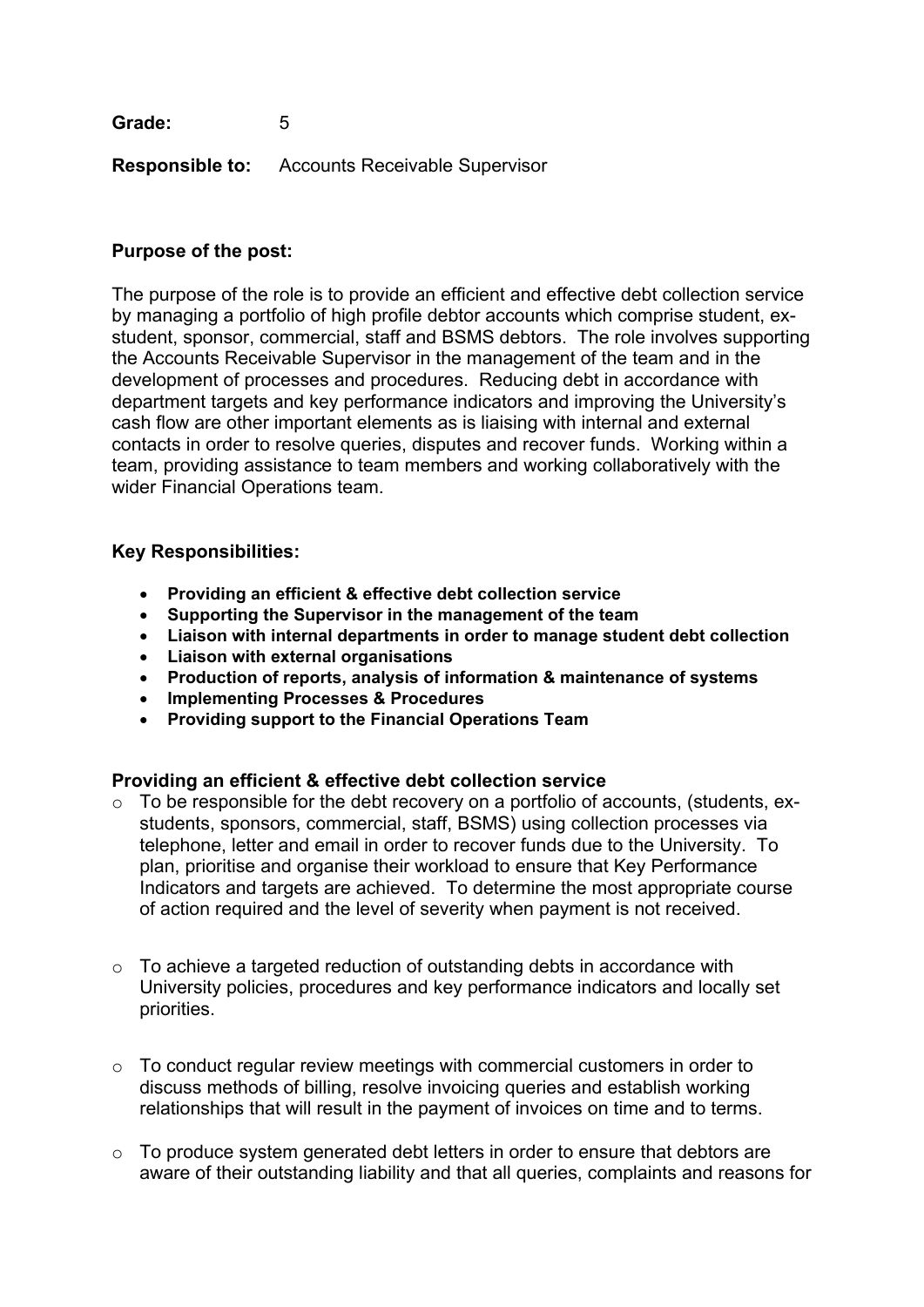**Grade:** 5

**Responsible to:** Accounts Receivable Supervisor

**Purpose of the post:**

The purpose of the role is to provide an efficient and effective debt collection service by managing a portfolio of high profile debtor accounts which comprise student, ex-student, sponsor, commercial, staff and BSMS debtors. The role involves supporting the Accounts Receivable Supervisor in the management of the team and in the development of processes and procedures. Reducing debt in accordance with department targets and key performance indicators and improving the University's cash flow are other important elements as is liaising with internal and external contacts in order to resolve queries, disputes and recover funds. Working within a team, providing assistance to team members and working collaboratively with the wider Financial Operations team.

**Key Responsibilities:**

- **Providing an efficient & effective debt collection service**
- **Supporting the Supervisor in the management of the team**
- **Liaison with internal departments in order to manage student debt collection**
- **Liaison with external organisations**
- **Production of reports, analysis of information & maintenance of systems**
- **Implementing Processes & Procedures**
- **Providing support to the Financial Operations Team**

**Providing an efficient & effective debt collection service**

- To be responsible for the debt recovery on a portfolio of accounts, (students, ex-students, sponsors, commercial, staff, BSMS) using collection processes via telephone, letter and email in order to recover funds due to the University. To plan, prioritise and organise their workload to ensure that Key Performance Indicators and targets are achieved. To determine the most appropriate course of action required and the level of severity when payment is not received.

- To achieve a targeted reduction of outstanding debts in accordance with University policies, procedures and key performance indicators and locally set priorities.

- To conduct regular review meetings with commercial customers in order to discuss methods of billing, resolve invoicing queries and establish working relationships that will result in the payment of invoices on time and to terms.

- To produce system generated debt letters in order to ensure that debtors are aware of their outstanding liability and that all queries, complaints and reasons for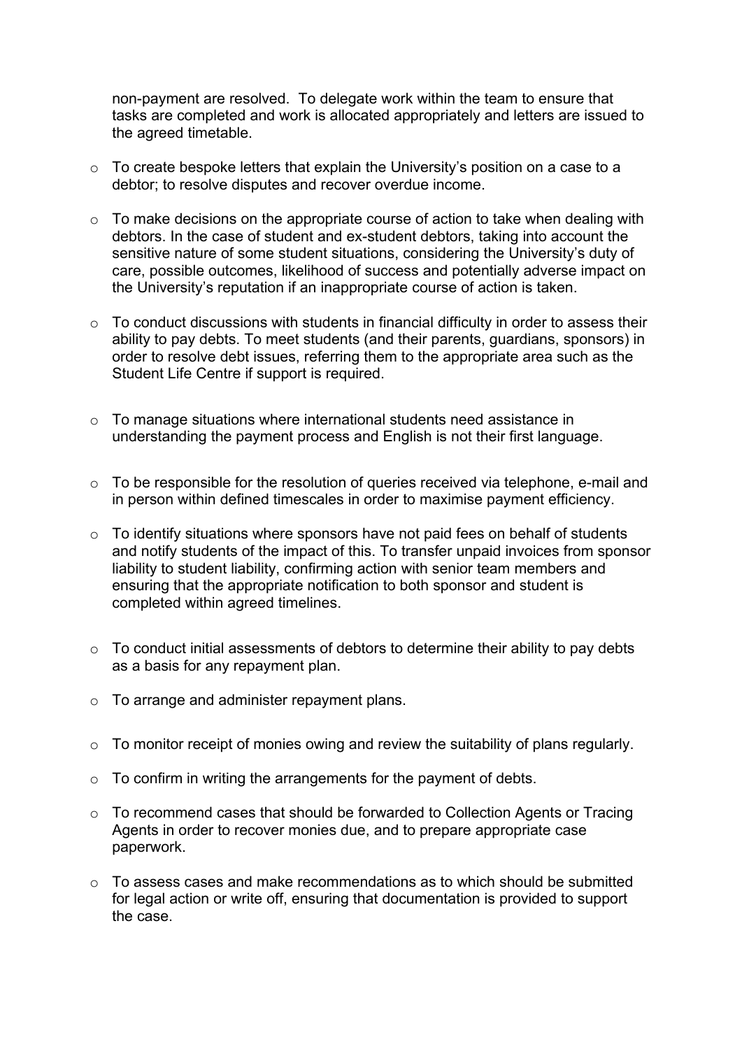non-payment are resolved. To delegate work within the team to ensure that tasks are completed and work is allocated appropriately and letters are issued to the agreed timetable.

- To create bespoke letters that explain the University's position on a case to a debtor; to resolve disputes and recover overdue income.
- To make decisions on the appropriate course of action to take when dealing with debtors. In the case of student and ex-student debtors, taking into account the sensitive nature of some student situations, considering the University's duty of care, possible outcomes, likelihood of success and potentially adverse impact on the University's reputation if an inappropriate course of action is taken.
- To conduct discussions with students in financial difficulty in order to assess their ability to pay debts. To meet students (and their parents, guardians, sponsors) in order to resolve debt issues, referring them to the appropriate area such as the Student Life Centre if support is required.
- To manage situations where international students need assistance in understanding the payment process and English is not their first language.
- To be responsible for the resolution of queries received via telephone, e-mail and in person within defined timescales in order to maximise payment efficiency.
- To identify situations where sponsors have not paid fees on behalf of students and notify students of the impact of this. To transfer unpaid invoices from sponsor liability to student liability, confirming action with senior team members and ensuring that the appropriate notification to both sponsor and student is completed within agreed timelines.
- To conduct initial assessments of debtors to determine their ability to pay debts as a basis for any repayment plan.
- To arrange and administer repayment plans.
- To monitor receipt of monies owing and review the suitability of plans regularly.
- To confirm in writing the arrangements for the payment of debts.
- To recommend cases that should be forwarded to Collection Agents or Tracing Agents in order to recover monies due, and to prepare appropriate case paperwork.
- To assess cases and make recommendations as to which should be submitted for legal action or write off, ensuring that documentation is provided to support the case.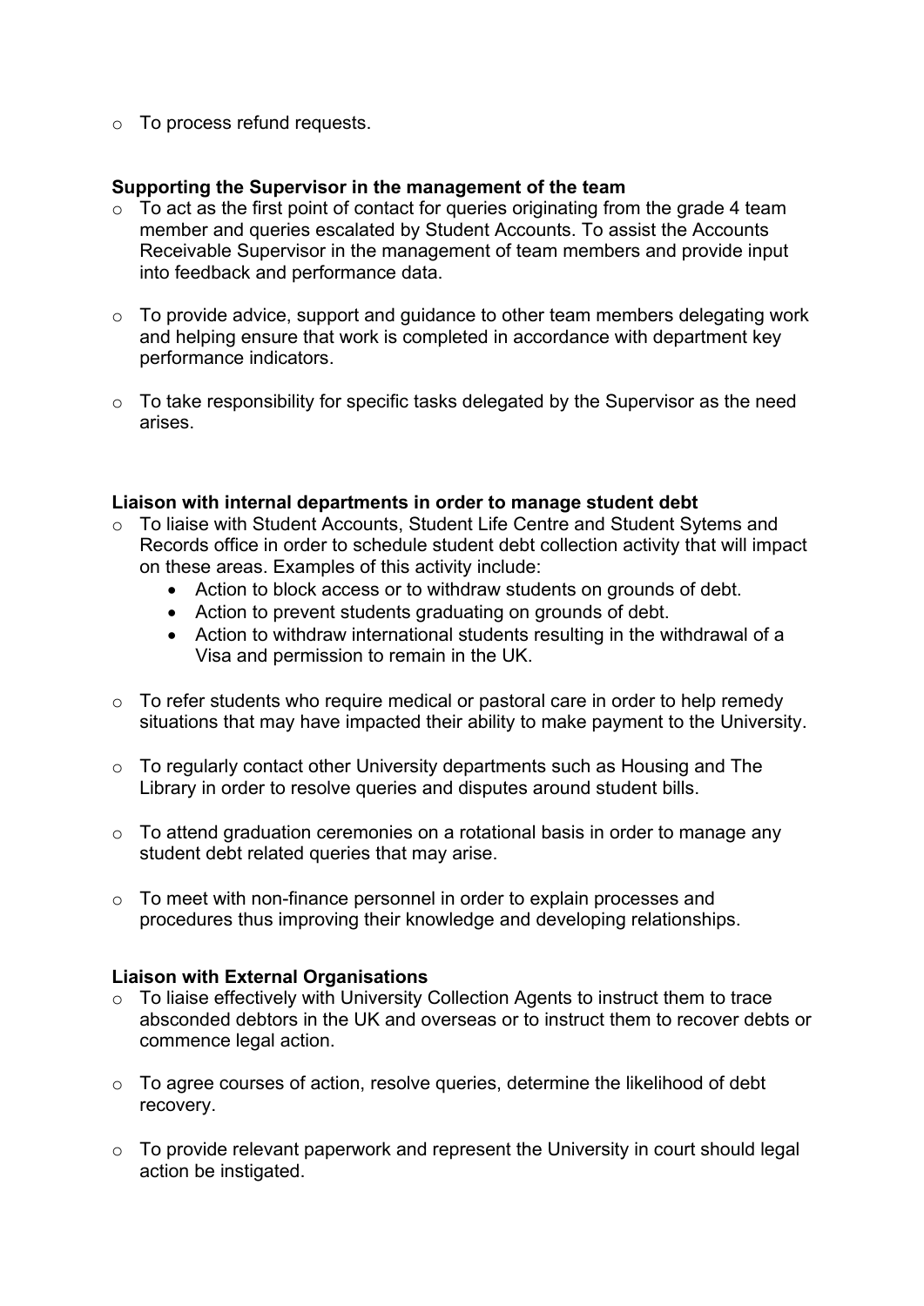- To process refund requests.

**Supporting the Supervisor in the management of the team**

- To act as the first point of contact for queries originating from the grade 4 team member and queries escalated by Student Accounts. To assist the Accounts Receivable Supervisor in the management of team members and provide input into feedback and performance data.

- To provide advice, support and guidance to other team members delegating work and helping ensure that work is completed in accordance with department key performance indicators.

- To take responsibility for specific tasks delegated by the Supervisor as the need arises.

**Liaison with internal departments in order to manage student debt**

- To liaise with Student Accounts, Student Life Centre and Student Sytems and Records office in order to schedule student debt collection activity that will impact on these areas. Examples of this activity include:
  - Action to block access or to withdraw students on grounds of debt.
  - Action to prevent students graduating on grounds of debt.
  - Action to withdraw international students resulting in the withdrawal of a Visa and permission to remain in the UK.

- To refer students who require medical or pastoral care in order to help remedy situations that may have impacted their ability to make payment to the University.

- To regularly contact other University departments such as Housing and The Library in order to resolve queries and disputes around student bills.

- To attend graduation ceremonies on a rotational basis in order to manage any student debt related queries that may arise.

- To meet with non-finance personnel in order to explain processes and procedures thus improving their knowledge and developing relationships.

**Liaison with External Organisations**

- To liaise effectively with University Collection Agents to instruct them to trace absconded debtors in the UK and overseas or to instruct them to recover debts or commence legal action.

- To agree courses of action, resolve queries, determine the likelihood of debt recovery.

- To provide relevant paperwork and represent the University in court should legal action be instigated.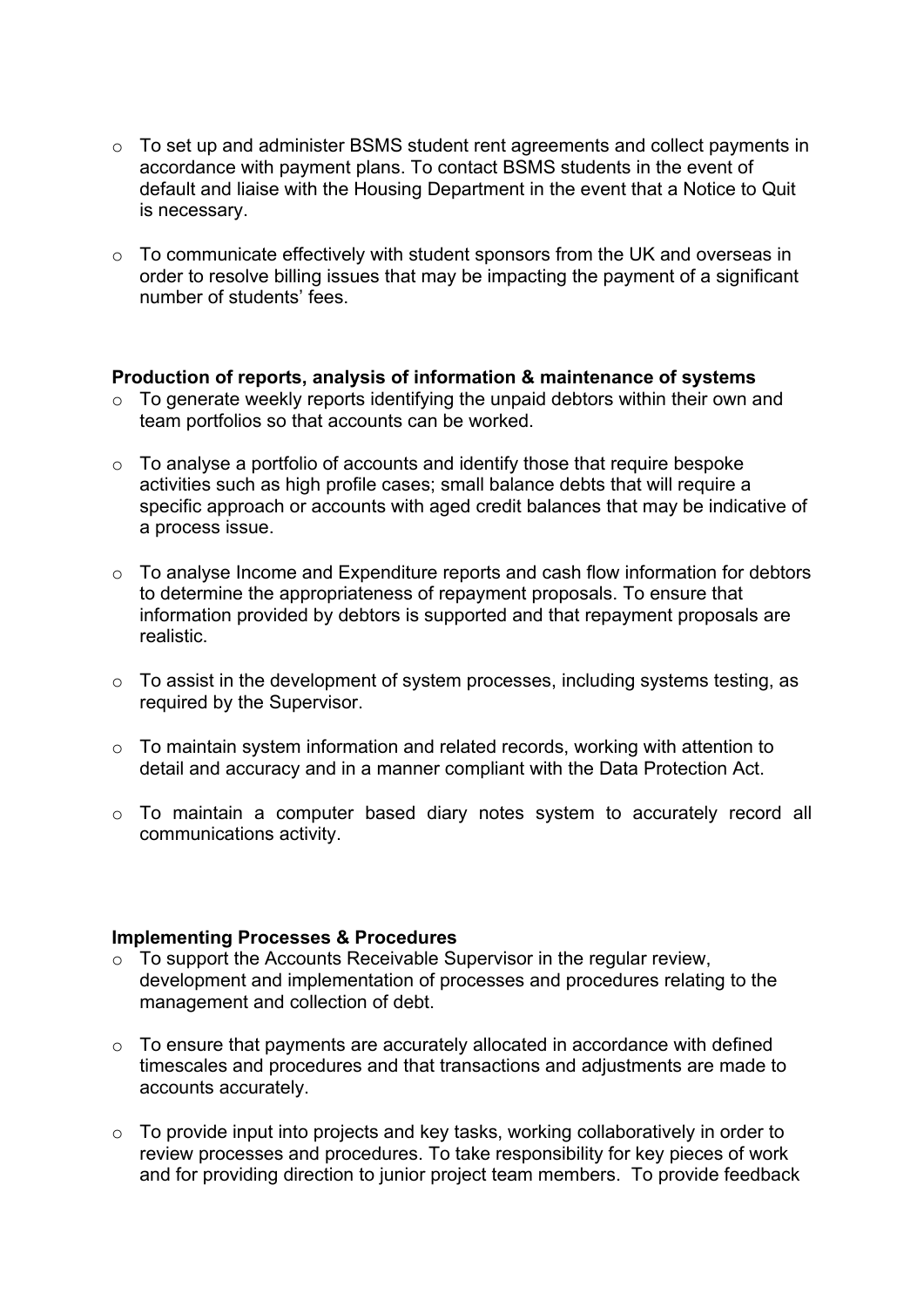- To set up and administer BSMS student rent agreements and collect payments in accordance with payment plans. To contact BSMS students in the event of default and liaise with the Housing Department in the event that a Notice to Quit is necessary.

- To communicate effectively with student sponsors from the UK and overseas in order to resolve billing issues that may be impacting the payment of a significant number of students' fees.

**Production of reports, analysis of information & maintenance of systems**

- To generate weekly reports identifying the unpaid debtors within their own and team portfolios so that accounts can be worked.

- To analyse a portfolio of accounts and identify those that require bespoke activities such as high profile cases; small balance debts that will require a specific approach or accounts with aged credit balances that may be indicative of a process issue.

- To analyse Income and Expenditure reports and cash flow information for debtors to determine the appropriateness of repayment proposals. To ensure that information provided by debtors is supported and that repayment proposals are realistic.

- To assist in the development of system processes, including systems testing, as required by the Supervisor.

- To maintain system information and related records, working with attention to detail and accuracy and in a manner compliant with the Data Protection Act.

- To maintain a computer based diary notes system to accurately record all communications activity.

**Implementing Processes & Procedures**

- To support the Accounts Receivable Supervisor in the regular review, development and implementation of processes and procedures relating to the management and collection of debt.

- To ensure that payments are accurately allocated in accordance with defined timescales and procedures and that transactions and adjustments are made to accounts accurately.

- To provide input into projects and key tasks, working collaboratively in order to review processes and procedures. To take responsibility for key pieces of work and for providing direction to junior project team members. To provide feedback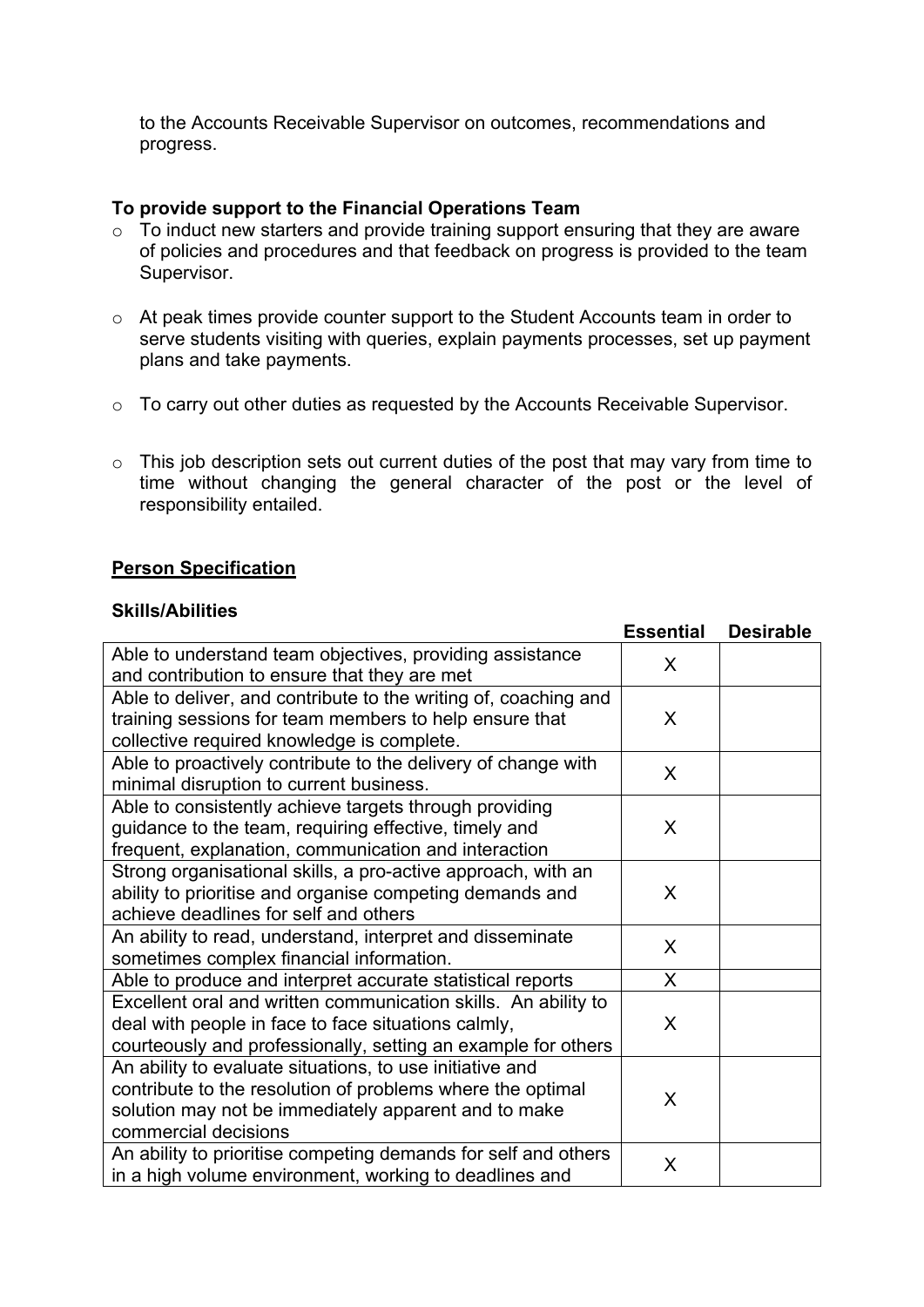to the Accounts Receivable Supervisor on outcomes, recommendations and progress.

**To provide support to the Financial Operations Team**

- To induct new starters and provide training support ensuring that they are aware of policies and procedures and that feedback on progress is provided to the team Supervisor.

- At peak times provide counter support to the Student Accounts team in order to serve students visiting with queries, explain payments processes, set up payment plans and take payments.

- To carry out other duties as requested by the Accounts Receivable Supervisor.

- This job description sets out current duties of the post that may vary from time to time without changing the general character of the post or the level of responsibility entailed.

## Person Specification

**Skills/Abilities**

| | Essential | Desirable |
|---|---|---|
| Able to understand team objectives, providing assistance and contribution to ensure that they are met | X | |
| Able to deliver, and contribute to the writing of, coaching and training sessions for team members to help ensure that collective required knowledge is complete. | X | |
| Able to proactively contribute to the delivery of change with minimal disruption to current business. | X | |
| Able to consistently achieve targets through providing guidance to the team, requiring effective, timely and frequent, explanation, communication and interaction | X | |
| Strong organisational skills, a pro-active approach, with an ability to prioritise and organise competing demands and achieve deadlines for self and others | X | |
| An ability to read, understand, interpret and disseminate sometimes complex financial information. | X | |
| Able to produce and interpret accurate statistical reports | X | |
| Excellent oral and written communication skills. An ability to deal with people in face to face situations calmly, courteously and professionally, setting an example for others | X | |
| An ability to evaluate situations, to use initiative and contribute to the resolution of problems where the optimal solution may not be immediately apparent and to make commercial decisions | X | |
| An ability to prioritise competing demands for self and others in a high volume environment, working to deadlines and | X | |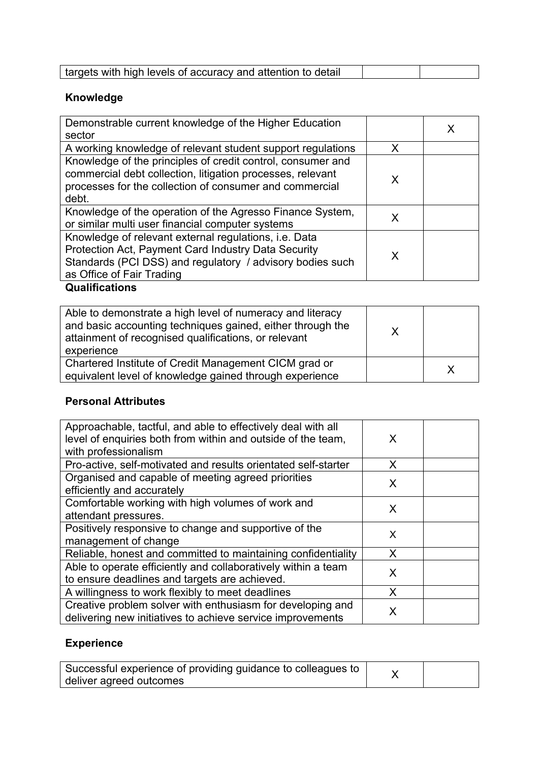| | | |
|---|---|---|
| targets with high levels of accuracy and attention to detail | | |

**Knowledge**

| | | |
|---|---|---|
| Demonstrable current knowledge of the Higher Education sector | | X |
| A working knowledge of relevant student support regulations | X | |
| Knowledge of the principles of credit control, consumer and commercial debt collection, litigation processes, relevant processes for the collection of consumer and commercial debt. | X | |
| Knowledge of the operation of the Agresso Finance System, or similar multi user financial computer systems | X | |
| Knowledge of relevant external regulations, i.e. Data Protection Act, Payment Card Industry Data Security Standards (PCI DSS) and regulatory / advisory bodies such as Office of Fair Trading | X | |

**Qualifications**

| | | |
|---|---|---|
| Able to demonstrate a high level of numeracy and literacy and basic accounting techniques gained, either through the attainment of recognised qualifications, or relevant experience | X | |
| Chartered Institute of Credit Management CICM grad or equivalent level of knowledge gained through experience | | X |

**Personal Attributes**

| | | |
|---|---|---|
| Approachable, tactful, and able to effectively deal with all level of enquiries both from within and outside of the team, with professionalism | X | |
| Pro-active, self-motivated and results orientated self-starter | X | |
| Organised and capable of meeting agreed priorities efficiently and accurately | X | |
| Comfortable working with high volumes of work and attendant pressures. | X | |
| Positively responsive to change and supportive of the management of change | X | |
| Reliable, honest and committed to maintaining confidentiality | X | |
| Able to operate efficiently and collaboratively within a team to ensure deadlines and targets are achieved. | X | |
| A willingness to work flexibly to meet deadlines | X | |
| Creative problem solver with enthusiasm for developing and delivering new initiatives to achieve service improvements | X | |

**Experience**

| | | |
|---|---|---|
| Successful experience of providing guidance to colleagues to deliver agreed outcomes | X | |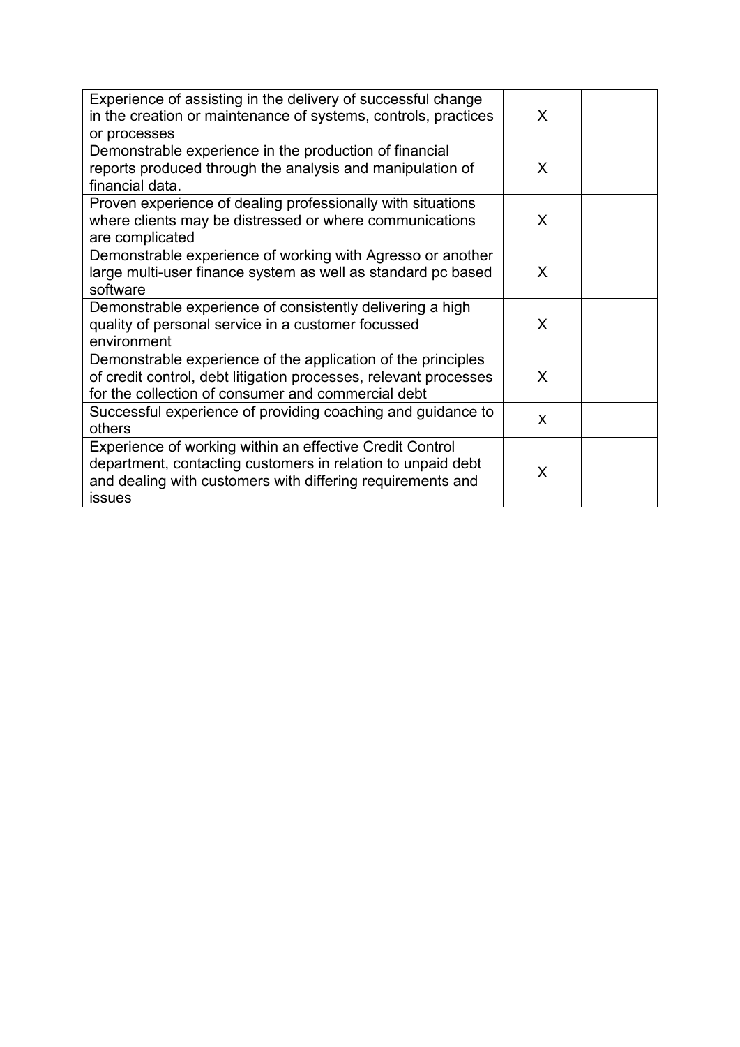| | | |
|---|---|---|
| Experience of assisting in the delivery of successful change in the creation or maintenance of systems, controls, practices or processes | X | |
| Demonstrable experience in the production of financial reports produced through the analysis and manipulation of financial data. | X | |
| Proven experience of dealing professionally with situations where clients may be distressed or where communications are complicated | X | |
| Demonstrable experience of working with Agresso or another large multi-user finance system as well as standard pc based software | X | |
| Demonstrable experience of consistently delivering a high quality of personal service in a customer focussed environment | X | |
| Demonstrable experience of the application of the principles of credit control, debt litigation processes, relevant processes for the collection of consumer and commercial debt | X | |
| Successful experience of providing coaching and guidance to others | X | |
| Experience of working within an effective Credit Control department, contacting customers in relation to unpaid debt and dealing with customers with differing requirements and issues | X | |